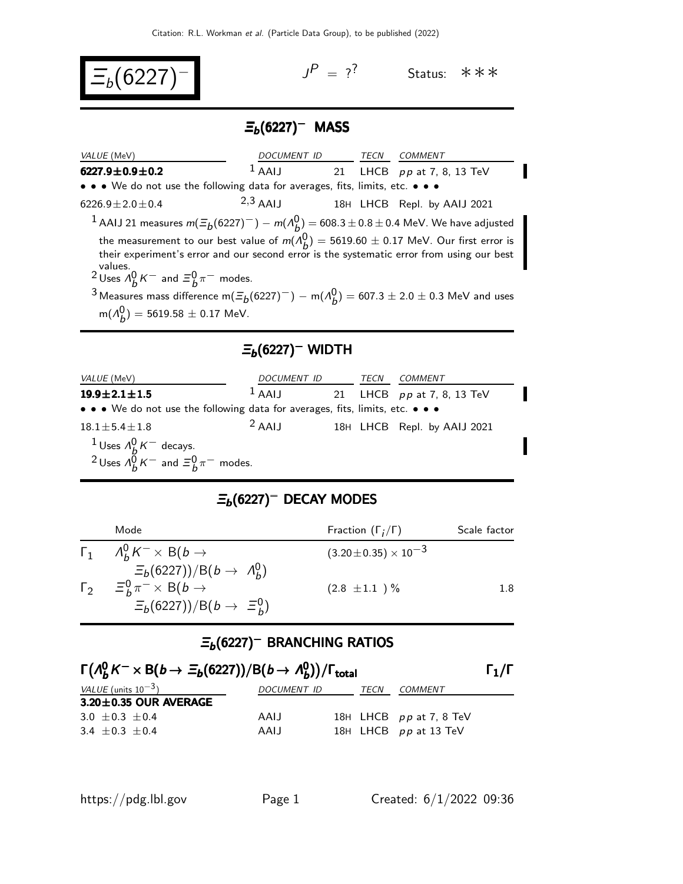# $\Xi_b(6227)^-$

$J^P = ?^?$ Status: ∗∗∗

## $\Xi_b(6227)^-$ MASS

| VALUE (MeV) | DOCUMENT ID | | TECN | COMMENT |
|---|---|---|---|---|
| **6227.9±0.9±0.2** | [1] AAIJ | 21 | LHCB | $pp$ at 7, 8, 13 TeV |
| • • • We do not use the following data for averages, fits, limits, etc. • • • | | | | |
| 6226.9±2.0±0.4 | [2,3] AAIJ | 18H | LHCB | Repl. by AAIJ 2021 |

[1] AAIJ 21 measures $m(\Xi_b(6227)^-) - m(\Lambda_b^0) = 608.3 \pm 0.8 \pm 0.4$ MeV. We have adjusted the measurement to our best value of $m(\Lambda_b^0) = 5619.60 \pm 0.17$ MeV. Our first error is their experiment's error and our second error is the systematic error from using our best values.

[2] Uses $\Lambda_b^0 K^-$ and $\Xi_b^0 \pi^-$ modes.

[3] Measures mass difference $m(\Xi_b(6227)^-) - m(\Lambda_b^0) = 607.3 \pm 2.0 \pm 0.3$ MeV and uses $m(\Lambda_b^0) = 5619.58 \pm 0.17$ MeV.

## $\Xi_b(6227)^-$ WIDTH

| VALUE (MeV) | DOCUMENT ID | | TECN | COMMENT |
|---|---|---|---|---|
| **19.9±2.1±1.5** | [1] AAIJ | 21 | LHCB | $pp$ at 7, 8, 13 TeV |
| • • • We do not use the following data for averages, fits, limits, etc. • • • | | | | |
| 18.1±5.4±1.8 | [2] AAIJ | 18H | LHCB | Repl. by AAIJ 2021 |

[1] Uses $\Lambda_b^0 K^-$ decays.

[2] Uses $\Lambda_b^0 K^-$ and $\Xi_b^0 \pi^-$ modes.

## $\Xi_b(6227)^-$ DECAY MODES

| | Mode | Fraction ($\Gamma_i/\Gamma$) | Scale factor |
|---|---|---|---|
| $\Gamma_1$ | $\Lambda_b^0 K^- \times$ B($b \to \Xi_b(6227)$)/B($b \to \Lambda_b^0$) | $(3.20 \pm 0.35) \times 10^{-3}$ | |
| $\Gamma_2$ | $\Xi_b^0 \pi^- \times$ B($b \to \Xi_b(6227)$)/B($b \to \Xi_b^0$) | $(2.8 \pm 1.1)$ % | 1.8 |

## $\Xi_b(6227)^-$ BRANCHING RATIOS

**$\Gamma(\Lambda_b^0 K^- \times \text{B}(b \to \Xi_b(6227))/\text{B}(b \to \Lambda_b^0))/\Gamma_{\text{total}}$** $\Gamma_1/\Gamma$

| VALUE (units $10^{-3}$) | DOCUMENT ID | | TECN | COMMENT |
|---|---|---|---|---|
| **3.20±0.35 OUR AVERAGE** | | | | |
| 3.0 ±0.3 ±0.4 | AAIJ | 18H | LHCB | $pp$ at 7, 8 TeV |
| 3.4 ±0.3 ±0.4 | AAIJ | 18H | LHCB | $pp$ at 13 TeV |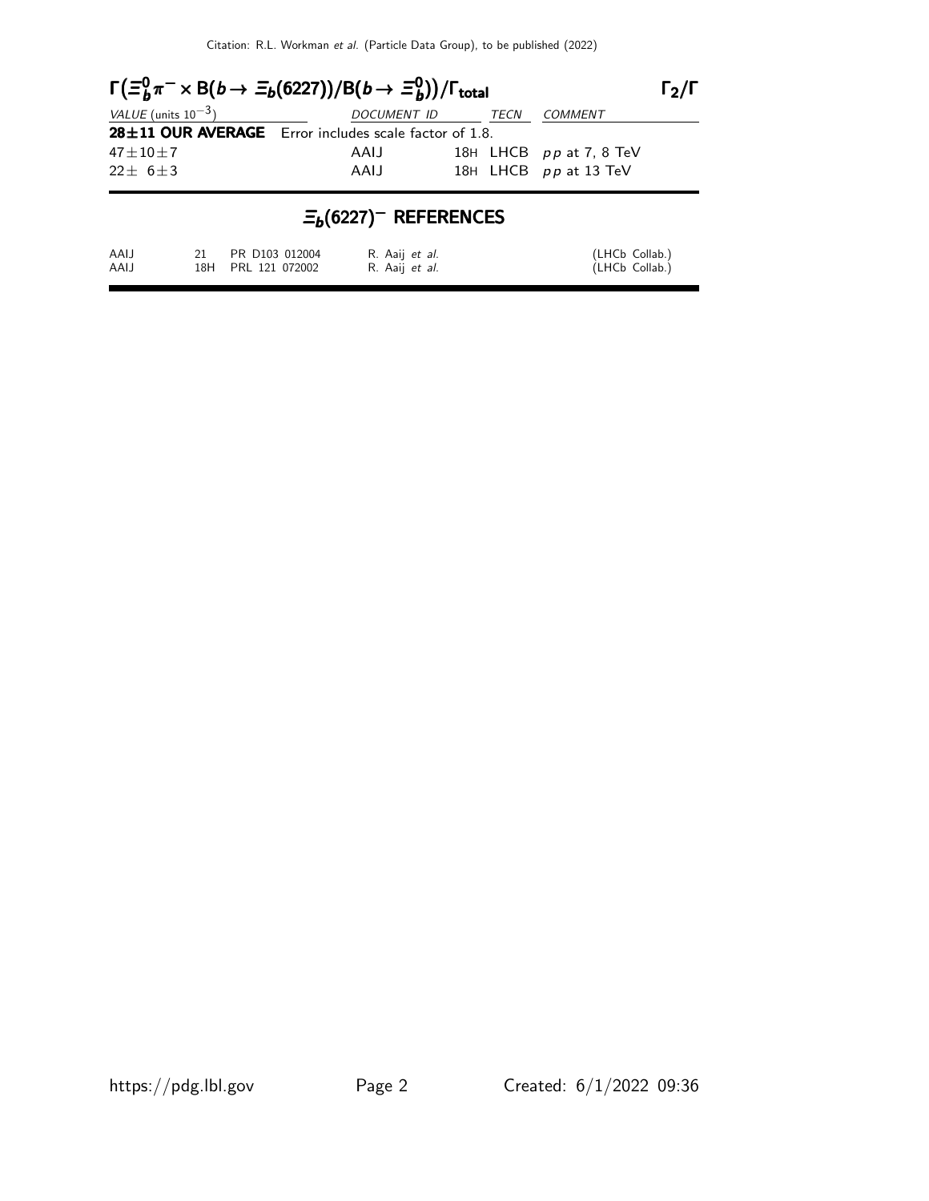## $\Gamma\big(\Xi_b^0\pi^- \times B(b\to\ \Xi_b(6227))/B(b\to\ \Xi_b^0)\big)/\Gamma_{total}$ $\Gamma_2/\Gamma$

| VALUE (units $10^{-3}$) | DOCUMENT ID | | TECN | COMMENT |
|---|---|---|---|---|
| **28±11 OUR AVERAGE** Error includes scale factor of 1.8. | | | | |
| $47\pm10\pm7$ | AAIJ | 18H | LHCB | $pp$ at 7, 8 TeV |
| $22\pm\ 6\pm3$ | AAIJ | 18H | LHCB | $pp$ at 13 TeV |

## $\Xi_b(6227)^-$ REFERENCES

| | | | | |
|---|---|---|---|---|
| AAIJ | 21 | PR D103 012004 | R. Aaij *et al.* | (LHCb Collab.) |
| AAIJ | 18H | PRL 121 072002 | R. Aaij *et al.* | (LHCb Collab.) |